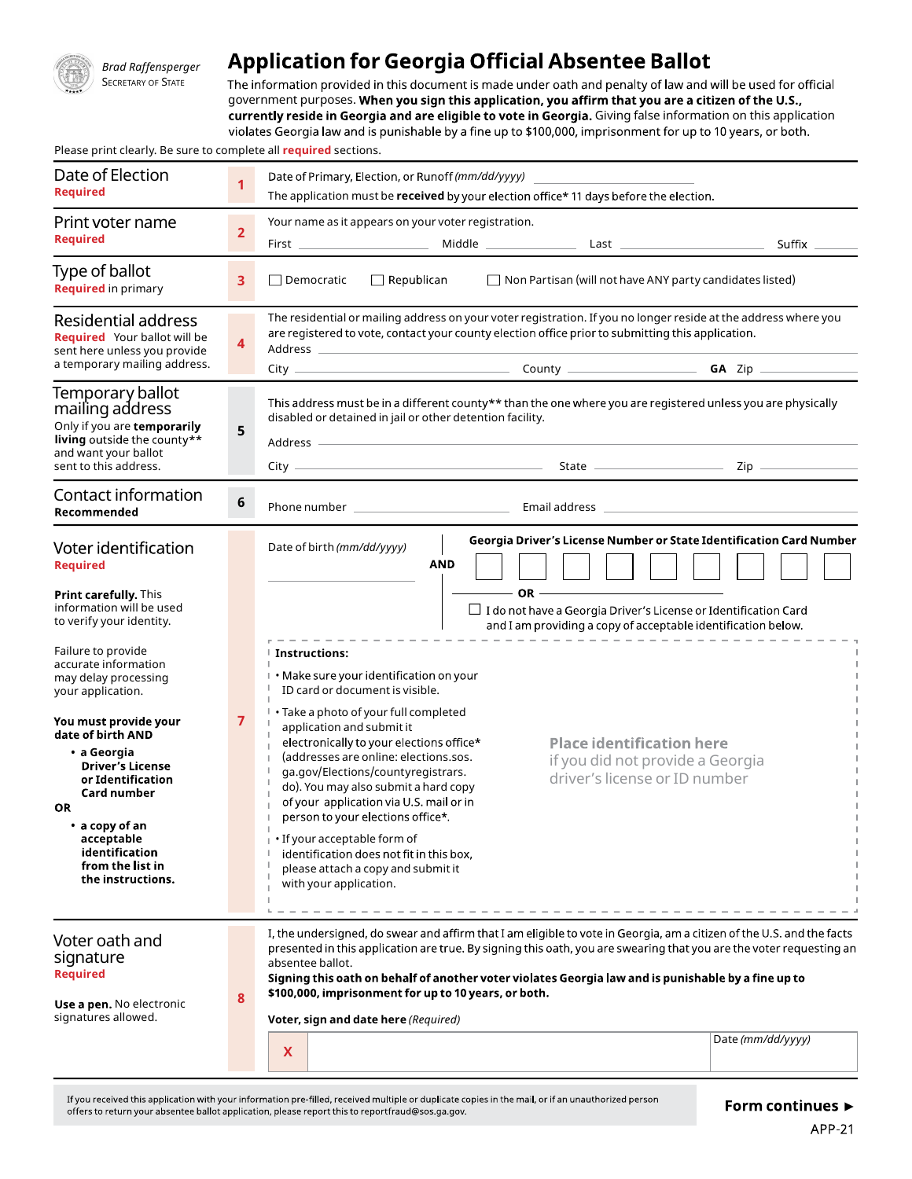Brad Raffensperger
Secretary of State

# Application for Georgia Official Absentee Ballot

The information provided in this document is made under oath and penalty of law and will be used for official government purposes. **When you sign this application, you affirm that you are a citizen of the U.S., currently reside in Georgia and are eligible to vote in Georgia.** Giving false information on this application violates Georgia law and is punishable by a fine up to $100,000, imprisonment for up to 10 years, or both.

Please print clearly. Be sure to complete all **required** sections.

## Date of Election
**Required**

**1**

Date of Primary, Election, or Runoff *(mm/dd/yyyy)* ______________

The application must be **received** by your election office* 11 days before the election.

## Print voter name
**Required**

**2**

Your name as it appears on your voter registration.

First ______________ Middle ______________ Last ______________ Suffix ______

## Type of ballot
**Required** in primary

**3**

☐ Democratic ☐ Republican ☐ Non Partisan (will not have ANY party candidates listed)

## Residential address
**Required** Your ballot will be sent here unless you provide a temporary mailing address.

**4**

The residential or mailing address on your voter registration. If you no longer reside at the address where you are registered to vote, contact your county election office prior to submitting this application.

Address ______________________________

City ______________ County ______________ **GA** Zip ______

## Temporary ballot mailing address
Only if you are **temporarily living** outside the county** and want your ballot sent to this address.

**5**

This address must be in a different county** than the one where you are registered unless you are physically disabled or detained in jail or other detention facility.

Address ______________________________

City ______________ State ______________ Zip ______

## Contact information
**Recommended**

**6**

Phone number ______________ Email address ______________

## Voter identification
**Required**

**Print carefully.** This information will be used to verify your identity.

Failure to provide accurate information may delay processing your application.

**You must provide your date of birth AND**

- **a Georgia Driver's License or Identification Card number**

**OR**

- **a copy of an acceptable identification from the list in the instructions.**

**7**

Date of birth *(mm/dd/yyyy)* ______________

**AND**

**Georgia Driver's License Number or State Identification Card Number**

☐☐☐☐☐☐☐☐☐

**OR**

☐ I do not have a Georgia Driver's License or Identification Card and I am providing a copy of acceptable identification below.

**Instructions:**

- Make sure your identification on your ID card or document is visible.
- Take a photo of your full completed application and submit it electronically to your elections office* (addresses are online: elections.sos.ga.gov/Elections/countyregistrars.do). You may also submit a hard copy of your application via U.S. mail or in person to your elections office*.
- If your acceptable form of identification does not fit in this box, please attach a copy and submit it with your application.

**Place identification here**
if you did not provide a Georgia driver's license or ID number

## Voter oath and signature
**Required**

**Use a pen.** No electronic signatures allowed.

**8**

I, the undersigned, do swear and affirm that I am eligible to vote in Georgia, am a citizen of the U.S. and the facts presented in this application are true. By signing this oath, you are swearing that you are the voter requesting an absentee ballot.

**Signing this oath on behalf of another voter violates Georgia law and is punishable by a fine up to $100,000, imprisonment for up to 10 years, or both.**

**Voter, sign and date here** *(Required)*

X ______________________________ Date *(mm/dd/yyyy)* ______________

If you received this application with your information pre-filled, received multiple or duplicate copies in the mail, or if an unauthorized person offers to return your absentee ballot application, please report this to reportfraud@sos.ga.gov.

**Form continues ►**

APP-21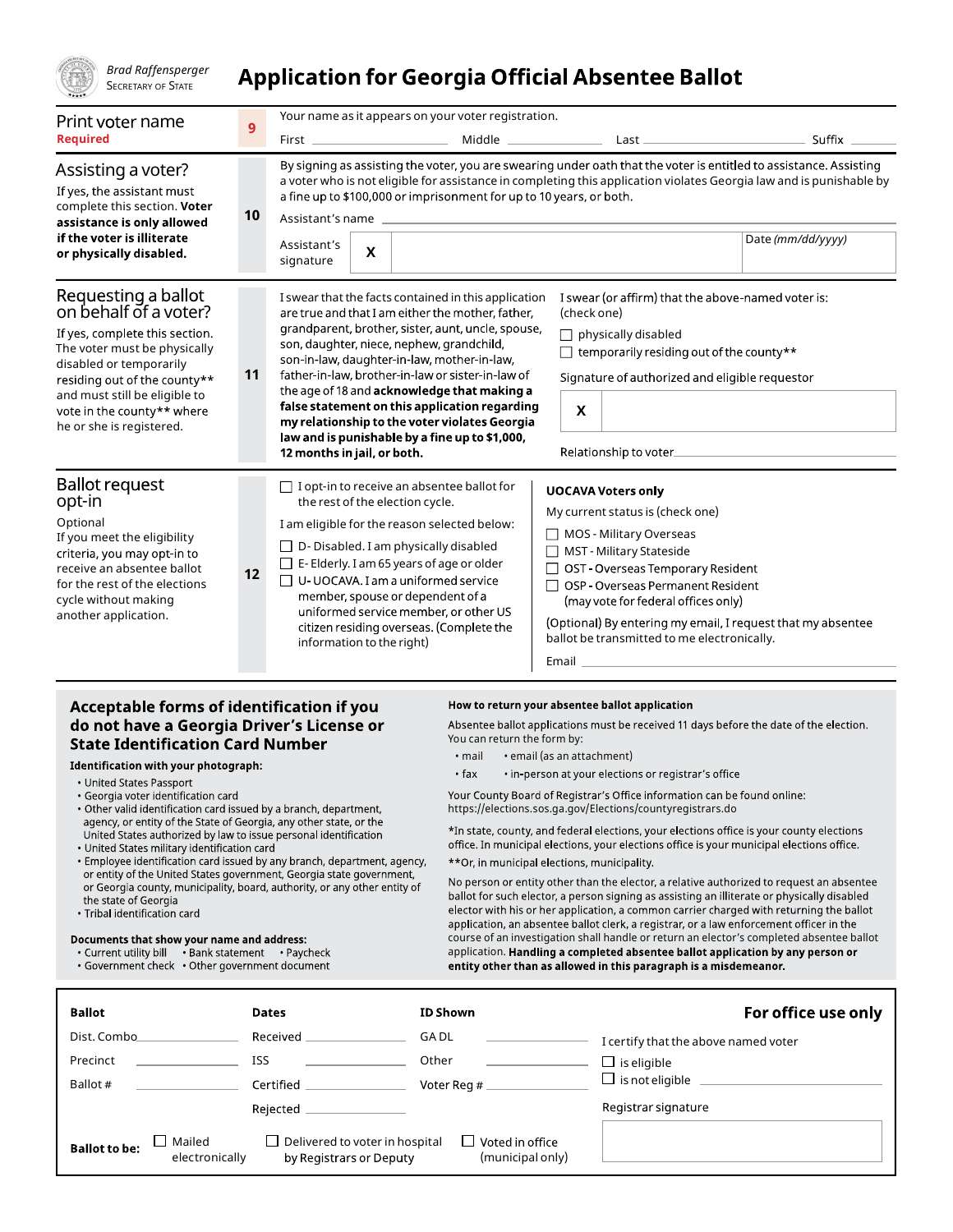Brad Raffensperger
Secretary of State

# Application for Georgia Official Absentee Ballot

## Print voter name

**Required**

**9**

Your name as it appears on your voter registration.

First ______________ Middle ______________ Last ______________ Suffix ______

## Assisting a voter?

If yes, the assistant must complete this section. **Voter assistance is only allowed if the voter is illiterate or physically disabled.**

**10**

By signing as assisting the voter, you are swearing under oath that the voter is entitled to assistance. Assisting a voter who is not eligible for assistance in completing this application violates Georgia law and is punishable by a fine up to $100,000 or imprisonment for up to 10 years, or both.

Assistant's name ______________

Assistant's signature X ______________ Date *(mm/dd/yyyy)* ______________

## Requesting a ballot on behalf of a voter?

If yes, complete this section. The voter must be physically disabled or temporarily residing out of the county** and must still be eligible to vote in the county** where he or she is registered.

**11**

I swear that the facts contained in this application are true and that I am either the mother, father, grandparent, brother, sister, aunt, uncle, spouse, son, daughter, niece, nephew, grandchild, son-in-law, daughter-in-law, mother-in-law, father-in-law, brother-in-law or sister-in-law of the age of 18 and **acknowledge that making a false statement on this application regarding my relationship to the voter violates Georgia law and is punishable by a fine up to $1,000, 12 months in jail, or both.**

I swear (or affirm) that the above-named voter is: (check one)

- ☐ physically disabled
- ☐ temporarily residing out of the county**

Signature of authorized and eligible requestor

X ______________

Relationship to voter ______________

## Ballot request opt-in

Optional

If you meet the eligibility criteria, you may opt-in to receive an absentee ballot for the elections cycle without making another application.

**12**

☐ I opt-in to receive an absentee ballot for the rest of the election cycle.

I am eligible for the reason selected below:

- ☐ D - Disabled. I am physically disabled
- ☐ E - Elderly. I am 65 years of age or older
- ☐ U - UOCAVA. I am a uniformed service member, spouse or dependent of a uniformed service member, or other US citizen residing overseas. (Complete the information to the right)

**UOCAVA Voters only**

My current status is (check one)

- ☐ MOS - Military Overseas
- ☐ MST - Military Stateside
- ☐ OST - Overseas Temporary Resident
- ☐ OSP - Overseas Permanent Resident (may vote for federal offices only)

(Optional) By entering my email, I request that my absentee ballot be transmitted to me electronically.

Email ______________

## Acceptable forms of identification if you do not have a Georgia Driver's License or State Identification Card Number

**Identification with your photograph:**

- United States Passport
- Georgia voter identification card
- Other valid identification card issued by a branch, department, agency, or entity of the State of Georgia, any other state, or the United States authorized by law to issue personal identification
- United States military identification card
- Employee identification card issued by any branch, department, agency, or entity of the United States government, Georgia state government, or Georgia county, municipality, board, authority, or any other entity of the state of Georgia
- Tribal identification card

**Documents that show your name and address:**

- Current utility bill
- Bank statement
- Paycheck
- Government check
- Other government document

**How to return your absentee ballot application**

Absentee ballot applications must be received 11 days before the date of the election. You can return the form by:

- mail
- email (as an attachment)
- fax
- in-person at your elections or registrar's office

Your County Board of Registrar's Office information can be found online: https://elections.sos.ga.gov/Elections/countyregistrars.do

*In state, county, and federal elections, your elections office is your county elections office. In municipal elections, your elections office is your municipal elections office.

**Or, in municipal elections, municipality.

No person or entity other than the elector, a relative authorized to request an absentee ballot for such elector, a person signing as assisting an illiterate or physically disabled elector with his or her application, a common carrier charged with returning the ballot application, an absentee ballot clerk, a registrar, or a law enforcement officer in the course of an investigation shall handle or return an elector's completed absentee ballot application. **Handling a completed absentee ballot application by any person or entity other than as allowed in this paragraph is a misdemeanor.**

## For office use only

| Ballot | | Dates | | ID Shown | | |
|---|---|---|---|---|---|---|
| Dist. Combo | ______ | Received | ______ | GA DL | ______ | I certify that the above named voter ☐ is eligible ☐ is not eligible ______ |
| Precinct | ______ | ISS | ______ | Other | ______ | |
| Ballot # | ______ | Certified | ______ | Voter Reg # | ______ | Registrar signature |
| | | Rejected | ______ | | | |

**Ballot to be:** ☐ Mailed electronically ☐ Delivered to voter in hospital by Registrars or Deputy ☐ Voted in office (municipal only)